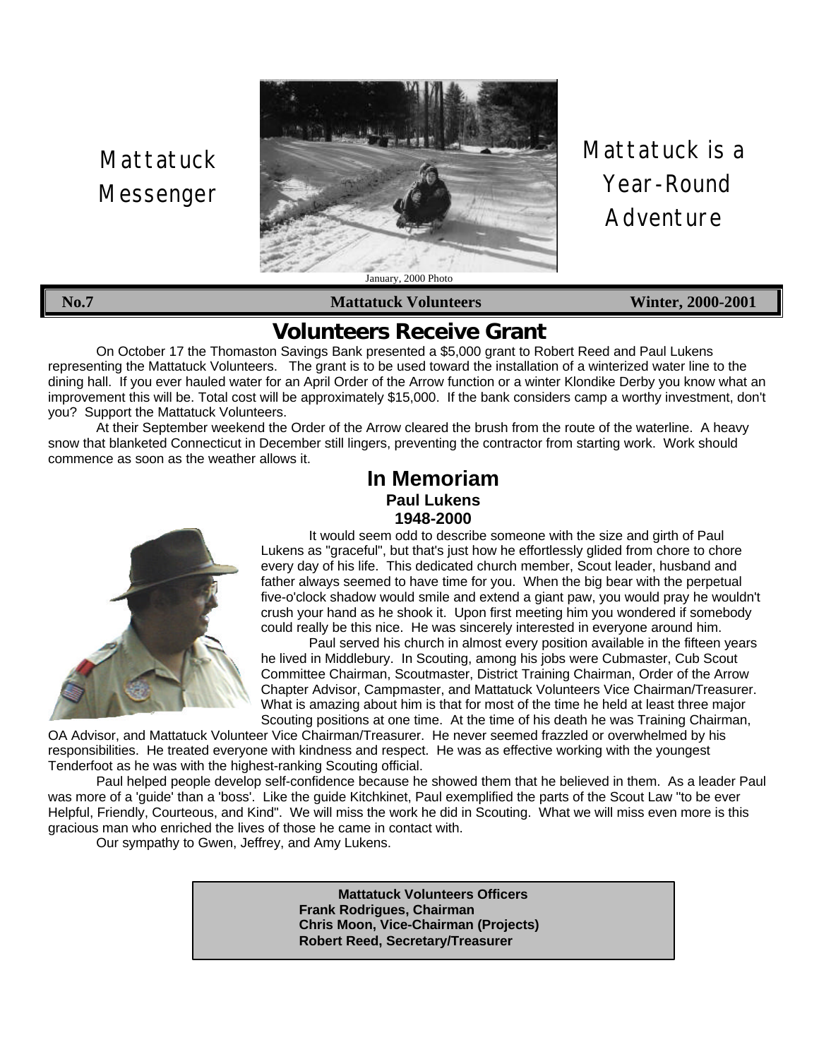# Mattatuck Messenger

January, 2000 Photo

Mattatuck is a Year-Round Adventure

**No.7** **Mattatuck Volunteers** **Winter, 2000-2001**

## Volunteers Receive Grant

On October 17 the Thomaston Savings Bank presented a $5,000 grant to Robert Reed and Paul Lukens representing the Mattatuck Volunteers. The grant is to be used toward the installation of a winterized water line to the dining hall. If you ever hauled water for an April Order of the Arrow function or a winter Klondike Derby you know what an improvement this will be. Total cost will be approximately $15,000. If the bank considers camp a worthy investment, don't you? Support the Mattatuck Volunteers.

At their September weekend the Order of the Arrow cleared the brush from the route of the waterline. A heavy snow that blanketed Connecticut in December still lingers, preventing the contractor from starting work. Work should commence as soon as the weather allows it.

## In Memoriam

**Paul Lukens**
**1948-2000**

It would seem odd to describe someone with the size and girth of Paul Lukens as "graceful", but that's just how he effortlessly glided from chore to chore every day of his life. This dedicated church member, Scout leader, husband and father always seemed to have time for you. When the big bear with the perpetual five-o'clock shadow would smile and extend a giant paw, you would pray he wouldn't crush your hand as he shook it. Upon first meeting him you wondered if somebody could really be this nice. He was sincerely interested in everyone around him.

Paul served his church in almost every position available in the fifteen years he lived in Middlebury. In Scouting, among his jobs were Cubmaster, Cub Scout Committee Chairman, Scoutmaster, District Training Chairman, Order of the Arrow Chapter Advisor, Campmaster, and Mattatuck Volunteers Vice Chairman/Treasurer. What is amazing about him is that for most of the time he held at least three major Scouting positions at one time. At the time of his death he was Training Chairman, OA Advisor, and Mattatuck Volunteer Vice Chairman/Treasurer. He never seemed frazzled or overwhelmed by his responsibilities. He treated everyone with kindness and respect. He was as effective working with the youngest Tenderfoot as he was with the highest-ranking Scouting official.

Paul helped people develop self-confidence because he showed them that he believed in them. As a leader Paul was more of a 'guide' than a 'boss'. Like the guide Kitchkinet, Paul exemplified the parts of the Scout Law "to be ever Helpful, Friendly, Courteous, and Kind". We will miss the work he did in Scouting. What we will miss even more is this gracious man who enriched the lives of those he came in contact with.

Our sympathy to Gwen, Jeffrey, and Amy Lukens.

**Mattatuck Volunteers Officers**
**Frank Rodrigues, Chairman**
**Chris Moon, Vice-Chairman (Projects)**
**Robert Reed, Secretary/Treasurer**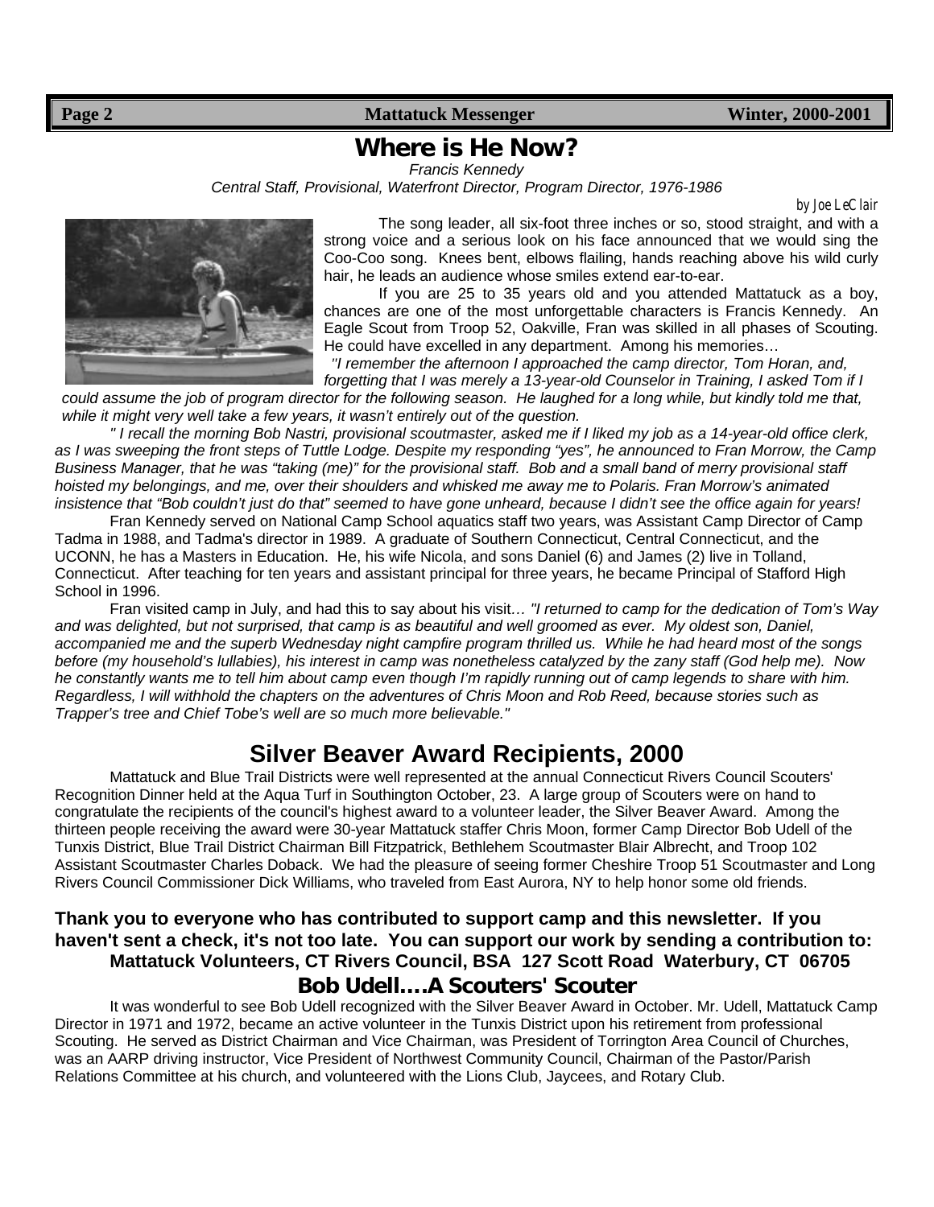# Where is He Now?

*Francis Kennedy*

*Central Staff, Provisional, Waterfront Director, Program Director, 1976-1986*

*by Joe LeClair*

The song leader, all six-foot three inches or so, stood straight, and with a strong voice and a serious look on his face announced that we would sing the Coo-Coo song. Knees bent, elbows flailing, hands reaching above his wild curly hair, he leads an audience whose smiles extend ear-to-ear.

If you are 25 to 35 years old and you attended Mattatuck as a boy, chances are one of the most unforgettable characters is Francis Kennedy. An Eagle Scout from Troop 52, Oakville, Fran was skilled in all phases of Scouting. He could have excelled in any department. Among his memories…

*"I remember the afternoon I approached the camp director, Tom Horan, and, forgetting that I was merely a 13-year-old Counselor in Training, I asked Tom if I could assume the job of program director for the following season. He laughed for a long while, but kindly told me that, while it might very well take a few years, it wasn't entirely out of the question.*

*" I recall the morning Bob Nastri, provisional scoutmaster, asked me if I liked my job as a 14-year-old office clerk, as I was sweeping the front steps of Tuttle Lodge. Despite my responding "yes", he announced to Fran Morrow, the Camp Business Manager, that he was "taking (me)" for the provisional staff. Bob and a small band of merry provisional staff hoisted my belongings, and me, over their shoulders and whisked me away me to Polaris. Fran Morrow's animated insistence that "Bob couldn't just do that" seemed to have gone unheard, because I didn't see the office again for years!*

Fran Kennedy served on National Camp School aquatics staff two years, was Assistant Camp Director of Camp Tadma in 1988, and Tadma's director in 1989. A graduate of Southern Connecticut, Central Connecticut, and the UCONN, he has a Masters in Education. He, his wife Nicola, and sons Daniel (6) and James (2) live in Tolland, Connecticut. After teaching for ten years and assistant principal for three years, he became Principal of Stafford High School in 1996.

Fran visited camp in July, and had this to say about his visit… *"I returned to camp for the dedication of Tom's Way and was delighted, but not surprised, that camp is as beautiful and well groomed as ever. My oldest son, Daniel, accompanied me and the superb Wednesday night campfire program thrilled us. While he had heard most of the songs before (my household's lullabies), his interest in camp was nonetheless catalyzed by the zany staff (God help me). Now he constantly wants me to tell him about camp even though I'm rapidly running out of camp legends to share with him. Regardless, I will withhold the chapters on the adventures of Chris Moon and Rob Reed, because stories such as Trapper's tree and Chief Tobe's well are so much more believable."*

# Silver Beaver Award Recipients, 2000

Mattatuck and Blue Trail Districts were well represented at the annual Connecticut Rivers Council Scouters' Recognition Dinner held at the Aqua Turf in Southington October, 23. A large group of Scouters were on hand to congratulate the recipients of the council's highest award to a volunteer leader, the Silver Beaver Award. Among the thirteen people receiving the award were 30-year Mattatuck staffer Chris Moon, former Camp Director Bob Udell of the Tunxis District, Blue Trail District Chairman Bill Fitzpatrick, Bethlehem Scoutmaster Blair Albrecht, and Troop 102 Assistant Scoutmaster Charles Doback. We had the pleasure of seeing former Cheshire Troop 51 Scoutmaster and Long Rivers Council Commissioner Dick Williams, who traveled from East Aurora, NY to help honor some old friends.

**Thank you to everyone who has contributed to support camp and this newsletter. If you haven't sent a check, it's not too late. You can support our work by sending a contribution to:**

**Mattatuck Volunteers, CT Rivers Council, BSA 127 Scott Road Waterbury, CT 06705**

# Bob Udell….A Scouters' Scouter

It was wonderful to see Bob Udell recognized with the Silver Beaver Award in October. Mr. Udell, Mattatuck Camp Director in 1971 and 1972, became an active volunteer in the Tunxis District upon his retirement from professional Scouting. He served as District Chairman and Vice Chairman, was President of Torrington Area Council of Churches, was an AARP driving instructor, Vice President of Northwest Community Council, Chairman of the Pastor/Parish Relations Committee at his church, and volunteered with the Lions Club, Jaycees, and Rotary Club.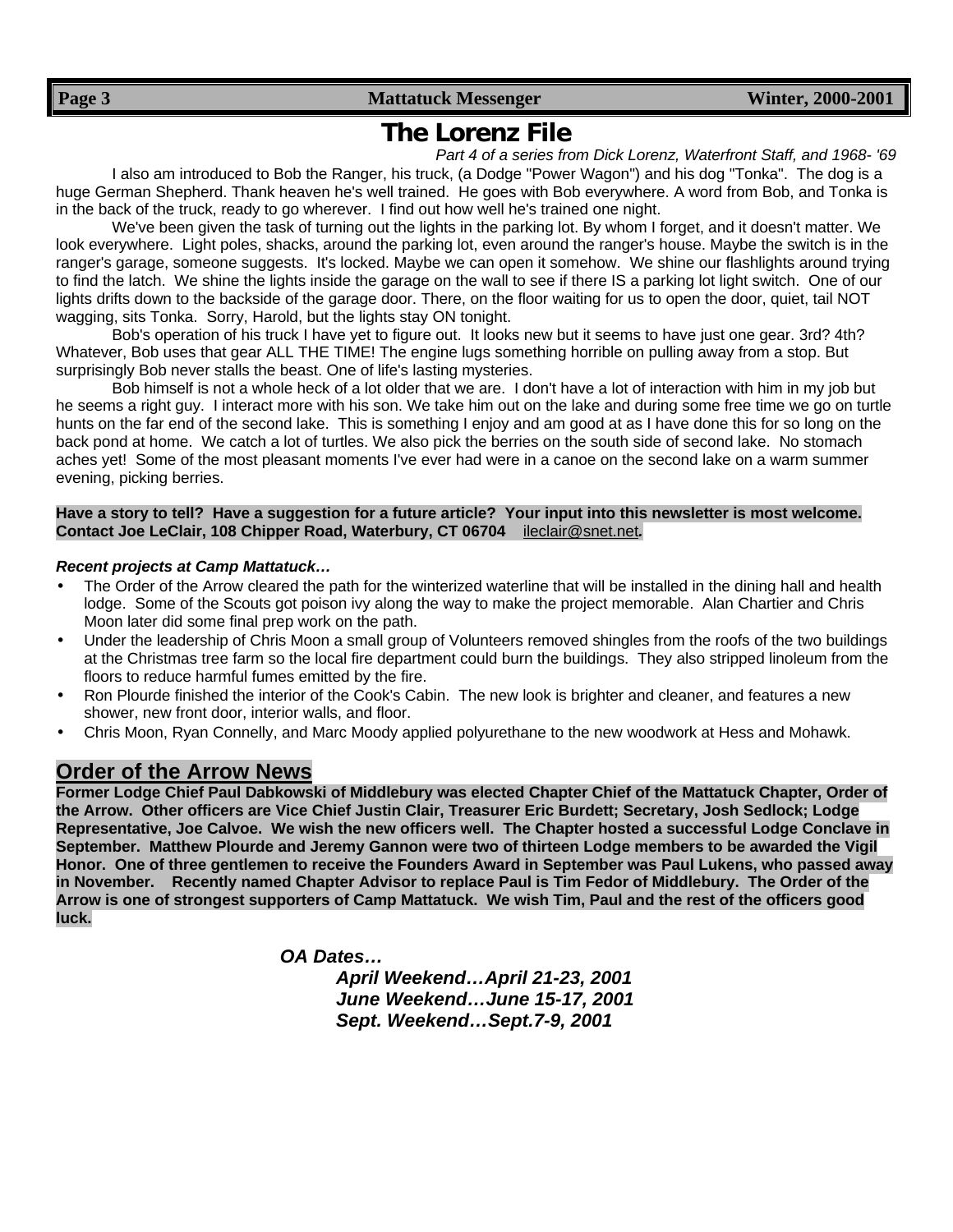# The Lorenz File

*Part 4 of a series from Dick Lorenz, Waterfront Staff, and 1968- '69*

I also am introduced to Bob the Ranger, his truck, (a Dodge "Power Wagon") and his dog "Tonka". The dog is a huge German Shepherd. Thank heaven he's well trained. He goes with Bob everywhere. A word from Bob, and Tonka is in the back of the truck, ready to go wherever. I find out how well he's trained one night.

We've been given the task of turning out the lights in the parking lot. By whom I forget, and it doesn't matter. We look everywhere. Light poles, shacks, around the parking lot, even around the ranger's house. Maybe the switch is in the ranger's garage, someone suggests. It's locked. Maybe we can open it somehow. We shine our flashlights around trying to find the latch. We shine the lights inside the garage on the wall to see if there IS a parking lot light switch. One of our lights drifts down to the backside of the garage door. There, on the floor waiting for us to open the door, quiet, tail NOT wagging, sits Tonka. Sorry, Harold, but the lights stay ON tonight.

Bob's operation of his truck I have yet to figure out. It looks new but it seems to have just one gear. 3rd? 4th? Whatever, Bob uses that gear ALL THE TIME! The engine lugs something horrible on pulling away from a stop. But surprisingly Bob never stalls the beast. One of life's lasting mysteries.

Bob himself is not a whole heck of a lot older that we are. I don't have a lot of interaction with him in my job but he seems a right guy. I interact more with his son. We take him out on the lake and during some free time we go on turtle hunts on the far end of the second lake. This is something I enjoy and am good at as I have done this for so long on the back pond at home. We catch a lot of turtles. We also pick the berries on the south side of second lake. No stomach aches yet! Some of the most pleasant moments I've ever had were in a canoe on the second lake on a warm summer evening, picking berries.

**Have a story to tell? Have a suggestion for a future article? Your input into this newsletter is most welcome. Contact Joe LeClair, 108 Chipper Road, Waterbury, CT 06704** ileclair@snet.net**.**

***Recent projects at Camp Mattatuck…***

- The Order of the Arrow cleared the path for the winterized waterline that will be installed in the dining hall and health lodge. Some of the Scouts got poison ivy along the way to make the project memorable. Alan Chartier and Chris Moon later did some final prep work on the path.
- Under the leadership of Chris Moon a small group of Volunteers removed shingles from the roofs of the two buildings at the Christmas tree farm so the local fire department could burn the buildings. They also stripped linoleum from the floors to reduce harmful fumes emitted by the fire.
- Ron Plourde finished the interior of the Cook's Cabin. The new look is brighter and cleaner, and features a new shower, new front door, interior walls, and floor.
- Chris Moon, Ryan Connelly, and Marc Moody applied polyurethane to the new woodwork at Hess and Mohawk.

## Order of the Arrow News

**Former Lodge Chief Paul Dabkowski of Middlebury was elected Chapter Chief of the Mattatuck Chapter, Order of the Arrow. Other officers are Vice Chief Justin Clair, Treasurer Eric Burdett; Secretary, Josh Sedlock; Lodge Representative, Joe Calvoe. We wish the new officers well. The Chapter hosted a successful Lodge Conclave in September. Matthew Plourde and Jeremy Gannon were two of thirteen Lodge members to be awarded the Vigil Honor. One of three gentlemen to receive the Founders Award in September was Paul Lukens, who passed away in November. Recently named Chapter Advisor to replace Paul is Tim Fedor of Middlebury. The Order of the Arrow is one of strongest supporters of Camp Mattatuck. We wish Tim, Paul and the rest of the officers good luck.**

***OA Dates…***

***April Weekend…April 21-23, 2001***
***June Weekend…June 15-17, 2001***
***Sept. Weekend…Sept.7-9, 2001***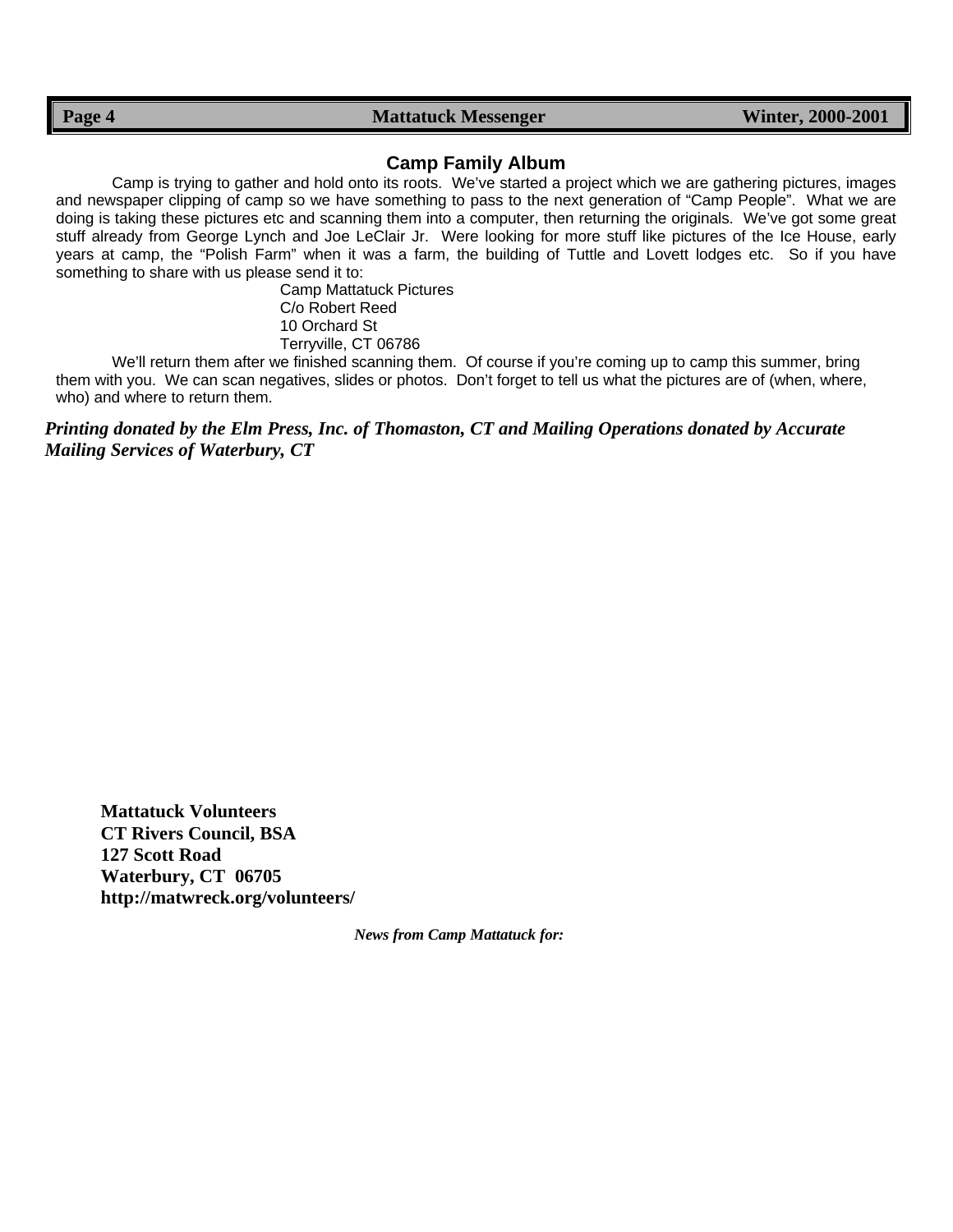## Camp Family Album

Camp is trying to gather and hold onto its roots. We've started a project which we are gathering pictures, images and newspaper clipping of camp so we have something to pass to the next generation of "Camp People". What we are doing is taking these pictures etc and scanning them into a computer, then returning the originals. We've got some great stuff already from George Lynch and Joe LeClair Jr. Were looking for more stuff like pictures of the Ice House, early years at camp, the "Polish Farm" when it was a farm, the building of Tuttle and Lovett lodges etc. So if you have something to share with us please send it to:

Camp Mattatuck Pictures
C/o Robert Reed
10 Orchard St
Terryville, CT 06786

We'll return them after we finished scanning them. Of course if you're coming up to camp this summer, bring them with you. We can scan negatives, slides or photos. Don't forget to tell us what the pictures are of (when, where, who) and where to return them.

***Printing donated by the Elm Press, Inc. of Thomaston, CT and Mailing Operations donated by Accurate Mailing Services of Waterbury, CT***

**Mattatuck Volunteers**
**CT Rivers Council, BSA**
**127 Scott Road**
**Waterbury, CT 06705**
**http://matwreck.org/volunteers/**

***News from Camp Mattatuck for:***